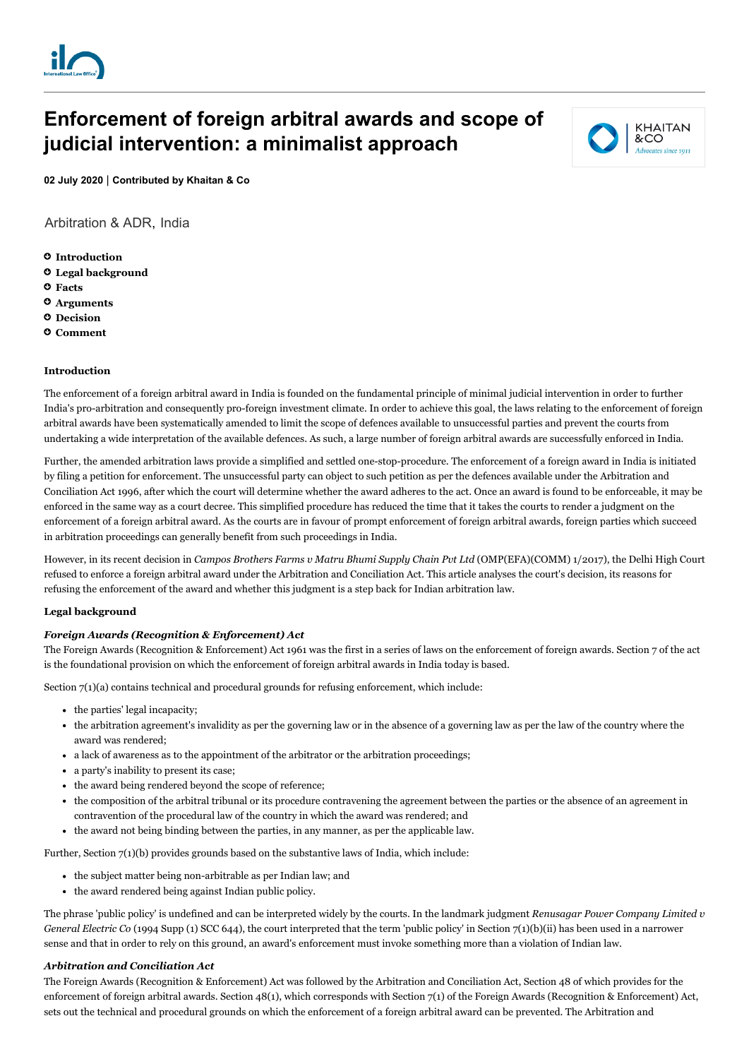# Enforcement of foreign arbitral awards and scope of judicial intervention: a minimalist approach

**02 July 2020** | **Contributed by Khaitan & Co**

Arbitration & ADR, India

- **Introduction**
- **Legal background**
- **Facts**
- **Arguments**
- **Decision**
- **Comment**

## Introduction

The enforcement of a foreign arbitral award in India is founded on the fundamental principle of minimal judicial intervention in order to further India's pro-arbitration and consequently pro-foreign investment climate. In order to achieve this goal, the laws relating to the enforcement of foreign arbitral awards have been systematically amended to limit the scope of defences available to unsuccessful parties and prevent the courts from undertaking a wide interpretation of the available defences. As such, a large number of foreign arbitral awards are successfully enforced in India.

Further, the amended arbitration laws provide a simplified and settled one-stop-procedure. The enforcement of a foreign award in India is initiated by filing a petition for enforcement. The unsuccessful party can object to such petition as per the defences available under the Arbitration and Conciliation Act 1996, after which the court will determine whether the award adheres to the act. Once an award is found to be enforceable, it may be enforced in the same way as a court decree. This simplified procedure has reduced the time that it takes the courts to render a judgment on the enforcement of a foreign arbitral award. As the courts are in favour of prompt enforcement of foreign arbitral awards, foreign parties which succeed in arbitration proceedings can generally benefit from such proceedings in India.

However, in its recent decision in *Campos Brothers Farms v Matru Bhumi Supply Chain Pvt Ltd* (OMP(EFA)(COMM) 1/2017), the Delhi High Court refused to enforce a foreign arbitral award under the Arbitration and Conciliation Act. This article analyses the court's decision, its reasons for refusing the enforcement of the award and whether this judgment is a step back for Indian arbitration law.

## Legal background

### *Foreign Awards (Recognition & Enforcement) Act*

The Foreign Awards (Recognition & Enforcement) Act 1961 was the first in a series of laws on the enforcement of foreign awards. Section 7 of the act is the foundational provision on which the enforcement of foreign arbitral awards in India today is based.

Section 7(1)(a) contains technical and procedural grounds for refusing enforcement, which include:

- the parties' legal incapacity;
- the arbitration agreement's invalidity as per the governing law or in the absence of a governing law as per the law of the country where the award was rendered;
- a lack of awareness as to the appointment of the arbitrator or the arbitration proceedings;
- a party's inability to present its case;
- the award being rendered beyond the scope of reference;
- the composition of the arbitral tribunal or its procedure contravening the agreement between the parties or the absence of an agreement in contravention of the procedural law of the country in which the award was rendered; and
- the award not being binding between the parties, in any manner, as per the applicable law.

Further, Section 7(1)(b) provides grounds based on the substantive laws of India, which include:

- the subject matter being non-arbitrable as per Indian law; and
- the award rendered being against Indian public policy.

The phrase 'public policy' is undefined and can be interpreted widely by the courts. In the landmark judgment *Renusagar Power Company Limited v General Electric Co* (1994 Supp (1) SCC 644), the court interpreted that the term 'public policy' in Section 7(1)(b)(ii) has been used in a narrower sense and that in order to rely on this ground, an award's enforcement must invoke something more than a violation of Indian law.

### *Arbitration and Conciliation Act*

The Foreign Awards (Recognition & Enforcement) Act was followed by the Arbitration and Conciliation Act, Section 48 of which provides for the enforcement of foreign arbitral awards. Section 48(1), which corresponds with Section 7(1) of the Foreign Awards (Recognition & Enforcement) Act, sets out the technical and procedural grounds on which the enforcement of a foreign arbitral award can be prevented. The Arbitration and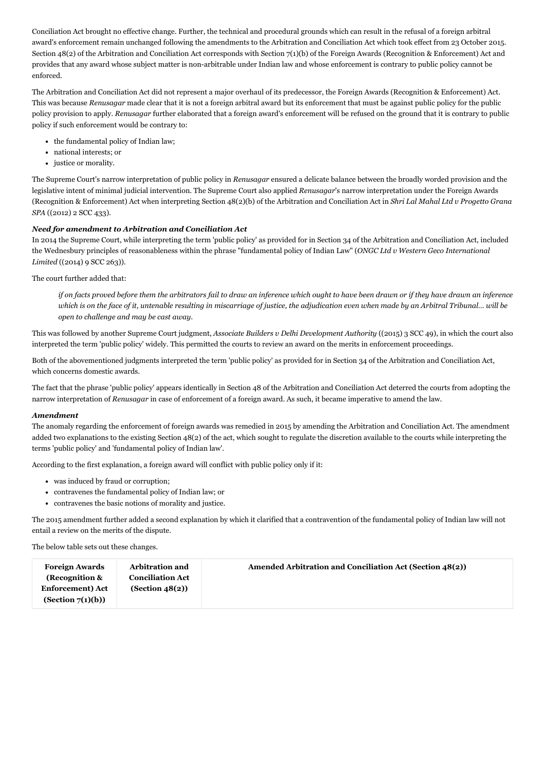Conciliation Act brought no effective change. Further, the technical and procedural grounds which can result in the refusal of a foreign arbitral award's enforcement remain unchanged following the amendments to the Arbitration and Conciliation Act which took effect from 23 October 2015. Section 48(2) of the Arbitration and Conciliation Act corresponds with Section 7(1)(b) of the Foreign Awards (Recognition & Enforcement) Act and provides that any award whose subject matter is non-arbitrable under Indian law and whose enforcement is contrary to public policy cannot be enforced.

The Arbitration and Conciliation Act did not represent a major overhaul of its predecessor, the Foreign Awards (Recognition & Enforcement) Act. This was because *Renusagar* made clear that it is not a foreign arbitral award but its enforcement that must be against public policy for the public policy provision to apply. *Renusagar* further elaborated that a foreign award's enforcement will be refused on the ground that it is contrary to public policy if such enforcement would be contrary to:

- the fundamental policy of Indian law;
- national interests; or
- justice or morality.

The Supreme Court's narrow interpretation of public policy in *Renusagar* ensured a delicate balance between the broadly worded provision and the legislative intent of minimal judicial intervention. The Supreme Court also applied *Renusagar*'s narrow interpretation under the Foreign Awards (Recognition & Enforcement) Act when interpreting Section 48(2)(b) of the Arbitration and Conciliation Act in *Shri Lal Mahal Ltd v Progetto Grana SPA* ((2012) 2 SCC 433).

***Need for amendment to Arbitration and Conciliation Act***

In 2014 the Supreme Court, while interpreting the term 'public policy' as provided for in Section 34 of the Arbitration and Conciliation Act, included the Wednesbury principles of reasonableness within the phrase "fundamental policy of Indian Law" (*ONGC Ltd v Western Geco International Limited* ((2014) 9 SCC 263)).

The court further added that:

> *if on facts proved before them the arbitrators fail to draw an inference which ought to have been drawn or if they have drawn an inference which is on the face of it, untenable resulting in miscarriage of justice, the adjudication even when made by an Arbitral Tribunal… will be open to challenge and may be cast away.*

This was followed by another Supreme Court judgment, *Associate Builders v Delhi Development Authority* ((2015) 3 SCC 49), in which the court also interpreted the term 'public policy' widely. This permitted the courts to review an award on the merits in enforcement proceedings.

Both of the abovementioned judgments interpreted the term 'public policy' as provided for in Section 34 of the Arbitration and Conciliation Act, which concerns domestic awards.

The fact that the phrase 'public policy' appears identically in Section 48 of the Arbitration and Conciliation Act deterred the courts from adopting the narrow interpretation of *Renusagar* in case of enforcement of a foreign award. As such, it became imperative to amend the law.

***Amendment***

The anomaly regarding the enforcement of foreign awards was remedied in 2015 by amending the Arbitration and Conciliation Act. The amendment added two explanations to the existing Section 48(2) of the act, which sought to regulate the discretion available to the courts while interpreting the terms 'public policy' and 'fundamental policy of Indian law'.

According to the first explanation, a foreign award will conflict with public policy only if it:

- was induced by fraud or corruption;
- contravenes the fundamental policy of Indian law; or
- contravenes the basic notions of morality and justice.

The 2015 amendment further added a second explanation by which it clarified that a contravention of the fundamental policy of Indian law will not entail a review on the merits of the dispute.

The below table sets out these changes.

| Foreign Awards (Recognition & Enforcement) Act (Section 7(1)(b)) | Arbitration and Conciliation Act (Section 48(2)) | Amended Arbitration and Conciliation Act (Section 48(2)) |
|---|---|---|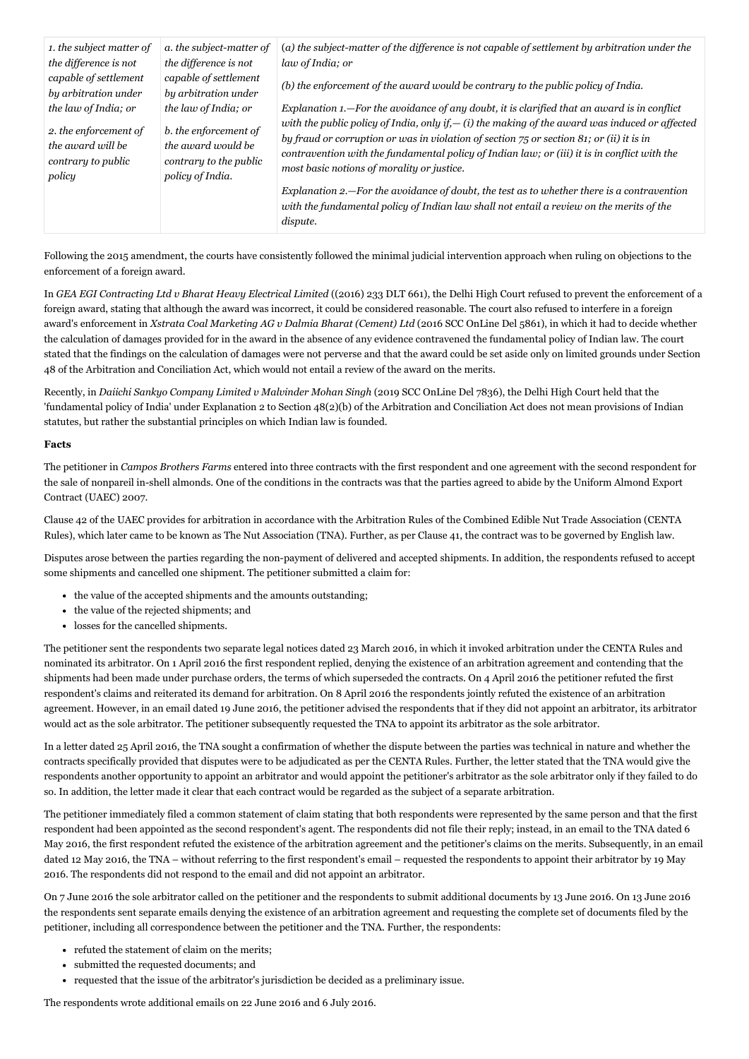| | | |
|---|---|---|
| *1. the subject matter of the difference is not capable of settlement by arbitration under the law of India; or*<br><br>*2. the enforcement of the award will be contrary to public policy* | *a. the subject-matter of the difference is not capable of settlement by arbitration under the law of India; or*<br><br>*b. the enforcement of the award would be contrary to the public policy of India.* | *(a) the subject-matter of the difference is not capable of settlement by arbitration under the law of India; or*<br><br>*(b) the enforcement of the award would be contrary to the public policy of India.*<br><br>*Explanation 1.—For the avoidance of any doubt, it is clarified that an award is in conflict with the public policy of India, only if,— (i) the making of the award was induced or affected by fraud or corruption or was in violation of section 75 or section 81; or (ii) it is in contravention with the fundamental policy of Indian law; or (iii) it is in conflict with the most basic notions of morality or justice.*<br><br>*Explanation 2.—For the avoidance of doubt, the test as to whether there is a contravention with the fundamental policy of Indian law shall not entail a review on the merits of the dispute.* |

Following the 2015 amendment, the courts have consistently followed the minimal judicial intervention approach when ruling on objections to the enforcement of a foreign award.

In *GEA EGI Contracting Ltd v Bharat Heavy Electrical Limited* ((2016) 233 DLT 661), the Delhi High Court refused to prevent the enforcement of a foreign award, stating that although the award was incorrect, it could be considered reasonable. The court also refused to interfere in a foreign award's enforcement in *Xstrata Coal Marketing AG v Dalmia Bharat (Cement) Ltd* (2016 SCC OnLine Del 5861), in which it had to decide whether the calculation of damages provided for in the award in the absence of any evidence contravened the fundamental policy of Indian law. The court stated that the findings on the calculation of damages were not perverse and that the award could be set aside only on limited grounds under Section 48 of the Arbitration and Conciliation Act, which would not entail a review of the award on the merits.

Recently, in *Daiichi Sankyo Company Limited v Malvinder Mohan Singh* (2019 SCC OnLine Del 7836), the Delhi High Court held that the 'fundamental policy of India' under Explanation 2 to Section 48(2)(b) of the Arbitration and Conciliation Act does not mean provisions of Indian statutes, but rather the substantial principles on which Indian law is founded.

**Facts**

The petitioner in *Campos Brothers Farms* entered into three contracts with the first respondent and one agreement with the second respondent for the sale of nonpareil in-shell almonds. One of the conditions in the contracts was that the parties agreed to abide by the Uniform Almond Export Contract (UAEC) 2007.

Clause 42 of the UAEC provides for arbitration in accordance with the Arbitration Rules of the Combined Edible Nut Trade Association (CENTA Rules), which later came to be known as The Nut Association (TNA). Further, as per Clause 41, the contract was to be governed by English law.

Disputes arose between the parties regarding the non-payment of delivered and accepted shipments. In addition, the respondents refused to accept some shipments and cancelled one shipment. The petitioner submitted a claim for:

- the value of the accepted shipments and the amounts outstanding;
- the value of the rejected shipments; and
- losses for the cancelled shipments.

The petitioner sent the respondents two separate legal notices dated 23 March 2016, in which it invoked arbitration under the CENTA Rules and nominated its arbitrator. On 1 April 2016 the first respondent replied, denying the existence of an arbitration agreement and contending that the shipments had been made under purchase orders, the terms of which superseded the contracts. On 4 April 2016 the petitioner refuted the first respondent's claims and reiterated its demand for arbitration. On 8 April 2016 the respondents jointly refuted the existence of an arbitration agreement. However, in an email dated 19 June 2016, the petitioner advised the respondents that if they did not appoint an arbitrator, its arbitrator would act as the sole arbitrator. The petitioner subsequently requested the TNA to appoint its arbitrator as the sole arbitrator.

In a letter dated 25 April 2016, the TNA sought a confirmation of whether the dispute between the parties was technical in nature and whether the contracts specifically provided that disputes were to be adjudicated as per the CENTA Rules. Further, the letter stated that the TNA would give the respondents another opportunity to appoint an arbitrator and would appoint the petitioner's arbitrator as the sole arbitrator only if they failed to do so. In addition, the letter made it clear that each contract would be regarded as the subject of a separate arbitration.

The petitioner immediately filed a common statement of claim stating that both respondents were represented by the same person and that the first respondent had been appointed as the second respondent's agent. The respondents did not file their reply; instead, in an email to the TNA dated 6 May 2016, the first respondent refuted the existence of the arbitration agreement and the petitioner's claims on the merits. Subsequently, in an email dated 12 May 2016, the TNA – without referring to the first respondent's email – requested the respondents to appoint their arbitrator by 19 May 2016. The respondents did not respond to the email and did not appoint an arbitrator.

On 7 June 2016 the sole arbitrator called on the petitioner and the respondents to submit additional documents by 13 June 2016. On 13 June 2016 the respondents sent separate emails denying the existence of an arbitration agreement and requesting the complete set of documents filed by the petitioner, including all correspondence between the petitioner and the TNA. Further, the respondents:

- refuted the statement of claim on the merits;
- submitted the requested documents; and
- requested that the issue of the arbitrator's jurisdiction be decided as a preliminary issue.

The respondents wrote additional emails on 22 June 2016 and 6 July 2016.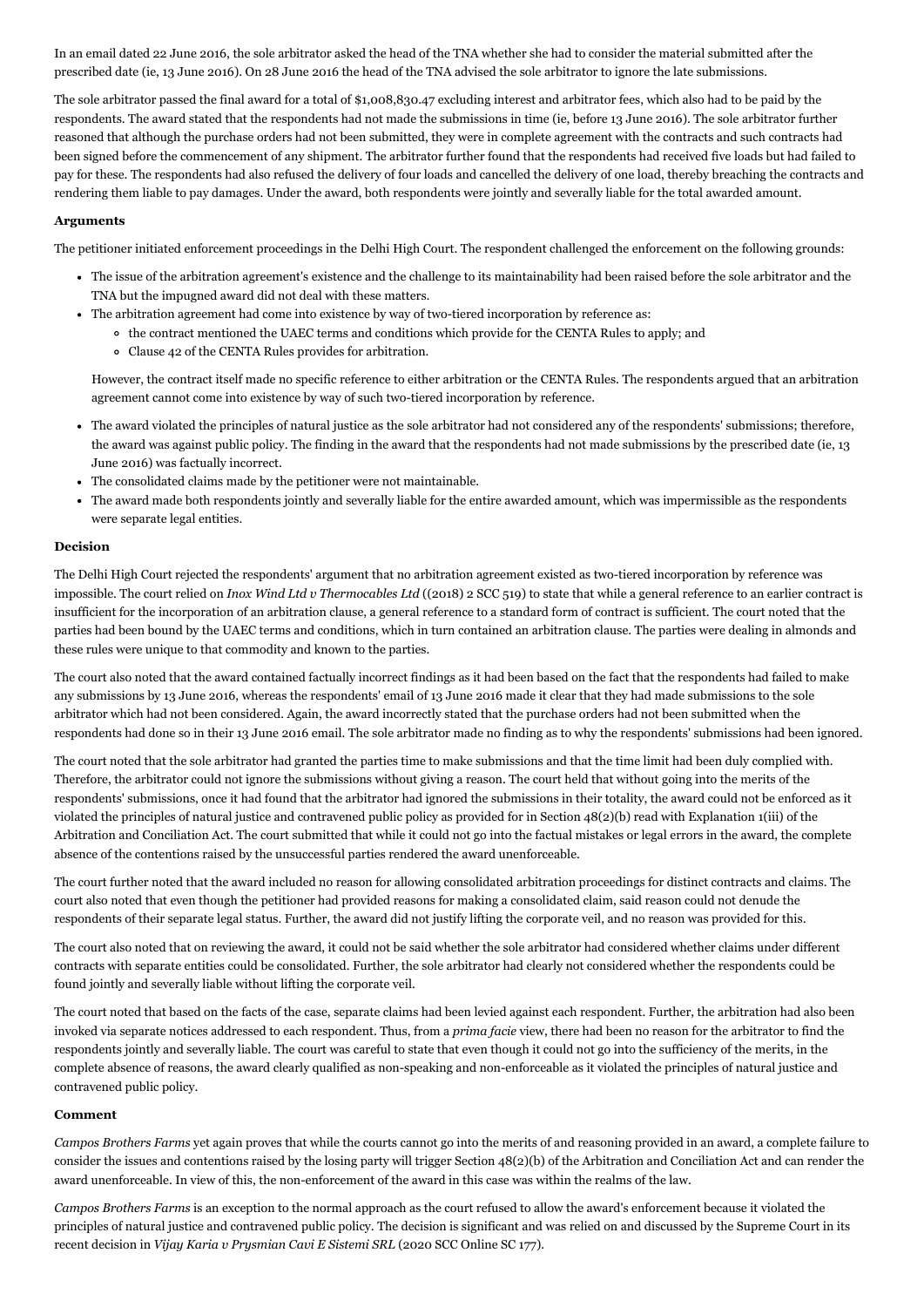In an email dated 22 June 2016, the sole arbitrator asked the head of the TNA whether she had to consider the material submitted after the prescribed date (ie, 13 June 2016). On 28 June 2016 the head of the TNA advised the sole arbitrator to ignore the late submissions.

The sole arbitrator passed the final award for a total of $1,008,830.47 excluding interest and arbitrator fees, which also had to be paid by the respondents. The award stated that the respondents had not made the submissions in time (ie, before 13 June 2016). The sole arbitrator further reasoned that although the purchase orders had not been submitted, they were in complete agreement with the contracts and such contracts had been signed before the commencement of any shipment. The arbitrator further found that the respondents had received five loads but had failed to pay for these. The respondents had also refused the delivery of four loads and cancelled the delivery of one load, thereby breaching the contracts and rendering them liable to pay damages. Under the award, both respondents were jointly and severally liable for the total awarded amount.

**Arguments**

The petitioner initiated enforcement proceedings in the Delhi High Court. The respondent challenged the enforcement on the following grounds:

- The issue of the arbitration agreement's existence and the challenge to its maintainability had been raised before the sole arbitrator and the TNA but the impugned award did not deal with these matters.
- The arbitration agreement had come into existence by way of two-tiered incorporation by reference as:
  - the contract mentioned the UAEC terms and conditions which provide for the CENTA Rules to apply; and
  - Clause 42 of the CENTA Rules provides for arbitration.

  However, the contract itself made no specific reference to either arbitration or the CENTA Rules. The respondents argued that an arbitration agreement cannot come into existence by way of such two-tiered incorporation by reference.
- The award violated the principles of natural justice as the sole arbitrator had not considered any of the respondents' submissions; therefore, the award was against public policy. The finding in the award that the respondents had not made submissions by the prescribed date (ie, 13 June 2016) was factually incorrect.
- The consolidated claims made by the petitioner were not maintainable.
- The award made both respondents jointly and severally liable for the entire awarded amount, which was impermissible as the respondents were separate legal entities.

**Decision**

The Delhi High Court rejected the respondents' argument that no arbitration agreement existed as two-tiered incorporation by reference was impossible. The court relied on *Inox Wind Ltd v Thermocables Ltd* ((2018) 2 SCC 519) to state that while a general reference to an earlier contract is insufficient for the incorporation of an arbitration clause, a general reference to a standard form of contract is sufficient. The court noted that the parties had been bound by the UAEC terms and conditions, which in turn contained an arbitration clause. The parties were dealing in almonds and these rules were unique to that commodity and known to the parties.

The court also noted that the award contained factually incorrect findings as it had been based on the fact that the respondents had failed to make any submissions by 13 June 2016, whereas the respondents' email of 13 June 2016 made it clear that they had made submissions to the sole arbitrator which had not been considered. Again, the award incorrectly stated that the purchase orders had not been submitted when the respondents had done so in their 13 June 2016 email. The sole arbitrator made no finding as to why the respondents' submissions had been ignored.

The court noted that the sole arbitrator had granted the parties time to make submissions and that the time limit had been duly complied with. Therefore, the arbitrator could not ignore the submissions without giving a reason. The court held that without going into the merits of the respondents' submissions, once it had found that the arbitrator had ignored the submissions in their totality, the award could not be enforced as it violated the principles of natural justice and contravened public policy as provided for in Section 48(2)(b) read with Explanation 1(iii) of the Arbitration and Conciliation Act. The court submitted that while it could not go into the factual mistakes or legal errors in the award, the complete absence of the contentions raised by the unsuccessful parties rendered the award unenforceable.

The court further noted that the award included no reason for allowing consolidated arbitration proceedings for distinct contracts and claims. The court also noted that even though the petitioner had provided reasons for making a consolidated claim, said reason could not denude the respondents of their separate legal status. Further, the award did not justify lifting the corporate veil, and no reason was provided for this.

The court also noted that on reviewing the award, it could not be said whether the sole arbitrator had considered whether claims under different contracts with separate entities could be consolidated. Further, the sole arbitrator had clearly not considered whether the respondents could be found jointly and severally liable without lifting the corporate veil.

The court noted that based on the facts of the case, separate claims had been levied against each respondent. Further, the arbitration had also been invoked via separate notices addressed to each respondent. Thus, from a *prima facie* view, there had been no reason for the arbitrator to find the respondents jointly and severally liable. The court was careful to state that even though it could not go into the sufficiency of the merits, in the complete absence of reasons, the award clearly qualified as non-speaking and non-enforceable as it violated the principles of natural justice and contravened public policy.

**Comment**

*Campos Brothers Farms* yet again proves that while the courts cannot go into the merits of and reasoning provided in an award, a complete failure to consider the issues and contentions raised by the losing party will trigger Section 48(2)(b) of the Arbitration and Conciliation Act and can render the award unenforceable. In view of this, the non-enforcement of the award in this case was within the realms of the law.

*Campos Brothers Farms* is an exception to the normal approach as the court refused to allow the award's enforcement because it violated the principles of natural justice and contravened public policy. The decision is significant and was relied on and discussed by the Supreme Court in its recent decision in *Vijay Karia v Prysmian Cavi E Sistemi SRL* (2020 SCC Online SC 177).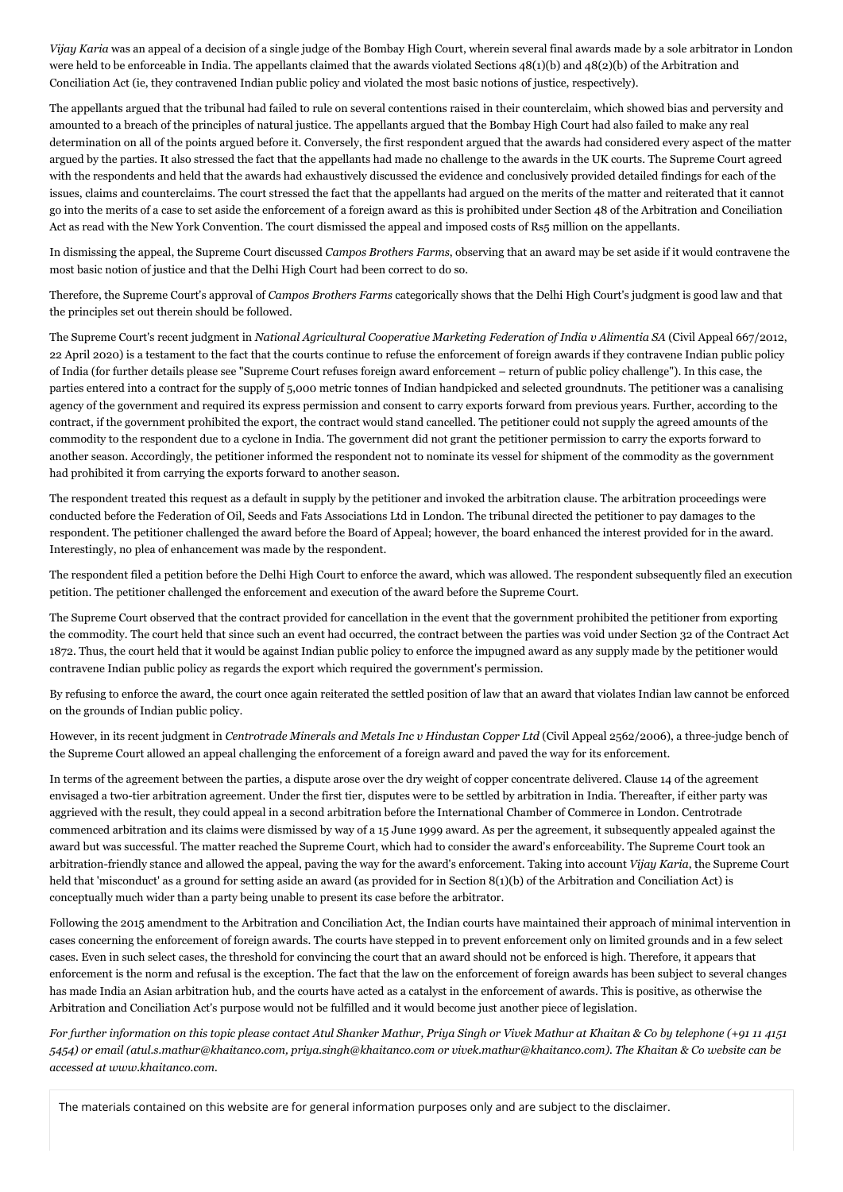*Vijay Karia* was an appeal of a decision of a single judge of the Bombay High Court, wherein several final awards made by a sole arbitrator in London were held to be enforceable in India. The appellants claimed that the awards violated Sections 48(1)(b) and 48(2)(b) of the Arbitration and Conciliation Act (ie, they contravened Indian public policy and violated the most basic notions of justice, respectively).

The appellants argued that the tribunal had failed to rule on several contentions raised in their counterclaim, which showed bias and perversity and amounted to a breach of the principles of natural justice. The appellants argued that the Bombay High Court had also failed to make any real determination on all of the points argued before it. Conversely, the first respondent argued that the awards had considered every aspect of the matter argued by the parties. It also stressed the fact that the appellants had made no challenge to the awards in the UK courts. The Supreme Court agreed with the respondents and held that the awards had exhaustively discussed the evidence and conclusively provided detailed findings for each of the issues, claims and counterclaims. The court stressed the fact that the appellants had argued on the merits of the matter and reiterated that it cannot go into the merits of a case to set aside the enforcement of a foreign award as this is prohibited under Section 48 of the Arbitration and Conciliation Act as read with the New York Convention. The court dismissed the appeal and imposed costs of Rs5 million on the appellants.

In dismissing the appeal, the Supreme Court discussed *Campos Brothers Farms*, observing that an award may be set aside if it would contravene the most basic notion of justice and that the Delhi High Court had been correct to do so.

Therefore, the Supreme Court's approval of *Campos Brothers Farms* categorically shows that the Delhi High Court's judgment is good law and that the principles set out therein should be followed.

The Supreme Court's recent judgment in *National Agricultural Cooperative Marketing Federation of India v Alimentia SA* (Civil Appeal 667/2012, 22 April 2020) is a testament to the fact that the courts continue to refuse the enforcement of foreign awards if they contravene Indian public policy of India (for further details please see "Supreme Court refuses foreign award enforcement – return of public policy challenge"). In this case, the parties entered into a contract for the supply of 5,000 metric tonnes of Indian handpicked and selected groundnuts. The petitioner was a canalising agency of the government and required its express permission and consent to carry exports forward from previous years. Further, according to the contract, if the government prohibited the export, the contract would stand cancelled. The petitioner could not supply the agreed amounts of the commodity to the respondent due to a cyclone in India. The government did not grant the petitioner permission to carry the exports forward to another season. Accordingly, the petitioner informed the respondent not to nominate its vessel for shipment of the commodity as the government had prohibited it from carrying the exports forward to another season.

The respondent treated this request as a default in supply by the petitioner and invoked the arbitration clause. The arbitration proceedings were conducted before the Federation of Oil, Seeds and Fats Associations Ltd in London. The tribunal directed the petitioner to pay damages to the respondent. The petitioner challenged the award before the Board of Appeal; however, the board enhanced the interest provided for in the award. Interestingly, no plea of enhancement was made by the respondent.

The respondent filed a petition before the Delhi High Court to enforce the award, which was allowed. The respondent subsequently filed an execution petition. The petitioner challenged the enforcement and execution of the award before the Supreme Court.

The Supreme Court observed that the contract provided for cancellation in the event that the government prohibited the petitioner from exporting the commodity. The court held that since such an event had occurred, the contract between the parties was void under Section 32 of the Contract Act 1872. Thus, the court held that it would be against Indian public policy to enforce the impugned award as any supply made by the petitioner would contravene Indian public policy as regards the export which required the government's permission.

By refusing to enforce the award, the court once again reiterated the settled position of law that an award that violates Indian law cannot be enforced on the grounds of Indian public policy.

However, in its recent judgment in *Centrotrade Minerals and Metals Inc v Hindustan Copper Ltd* (Civil Appeal 2562/2006), a three-judge bench of the Supreme Court allowed an appeal challenging the enforcement of a foreign award and paved the way for its enforcement.

In terms of the agreement between the parties, a dispute arose over the dry weight of copper concentrate delivered. Clause 14 of the agreement envisaged a two-tier arbitration agreement. Under the first tier, disputes were to be settled by arbitration in India. Thereafter, if either party was aggrieved with the result, they could appeal in a second arbitration before the International Chamber of Commerce in London. Centrotrade commenced arbitration and its claims were dismissed by way of a 15 June 1999 award. As per the agreement, it subsequently appealed against the award but was successful. The matter reached the Supreme Court, which had to consider the award's enforceability. The Supreme Court took an arbitration-friendly stance and allowed the appeal, paving the way for the award's enforcement. Taking into account *Vijay Karia*, the Supreme Court held that 'misconduct' as a ground for setting aside an award (as provided for in Section 8(1)(b) of the Arbitration and Conciliation Act) is conceptually much wider than a party being unable to present its case before the arbitrator.

Following the 2015 amendment to the Arbitration and Conciliation Act, the Indian courts have maintained their approach of minimal intervention in cases concerning the enforcement of foreign awards. The courts have stepped in to prevent enforcement only on limited grounds and in a few select cases. Even in such select cases, the threshold for convincing the court that an award should not be enforced is high. Therefore, it appears that enforcement is the norm and refusal is the exception. The fact that the law on the enforcement of foreign awards has been subject to several changes has made India an Asian arbitration hub, and the courts have acted as a catalyst in the enforcement of awards. This is positive, as otherwise the Arbitration and Conciliation Act's purpose would not be fulfilled and it would become just another piece of legislation.

*For further information on this topic please contact Atul Shanker Mathur, Priya Singh or Vivek Mathur at Khaitan & Co by telephone (+91 11 4151 5454) or email (atul.s.mathur@khaitanco.com, priya.singh@khaitanco.com or vivek.mathur@khaitanco.com). The Khaitan & Co website can be accessed at www.khaitanco.com.*

The materials contained on this website are for general information purposes only and are subject to the disclaimer.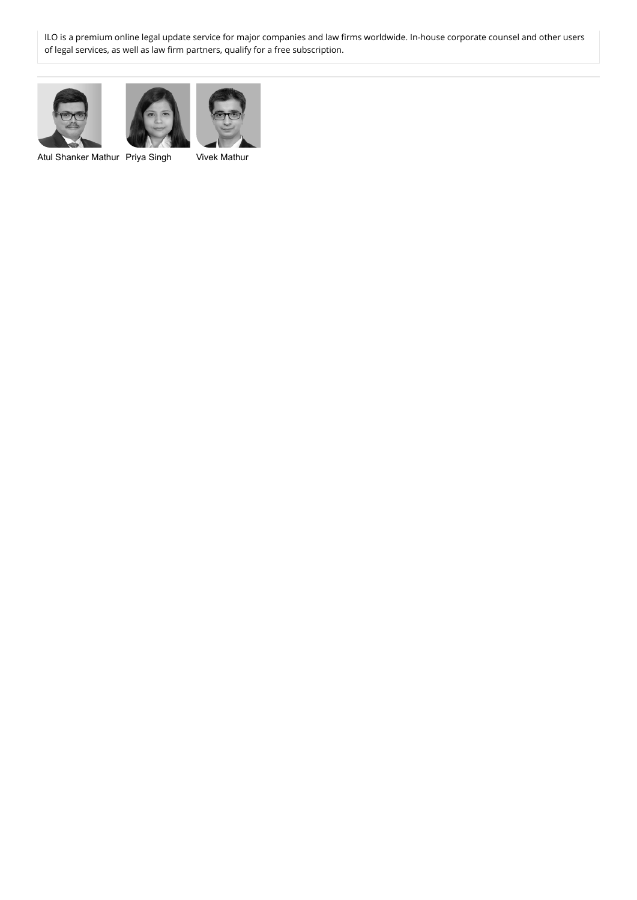ILO is a premium online legal update service for major companies and law firms worldwide. In-house corporate counsel and other users of legal services, as well as law firm partners, qualify for a free subscription.

Atul Shanker Mathur  Priya Singh  Vivek Mathur